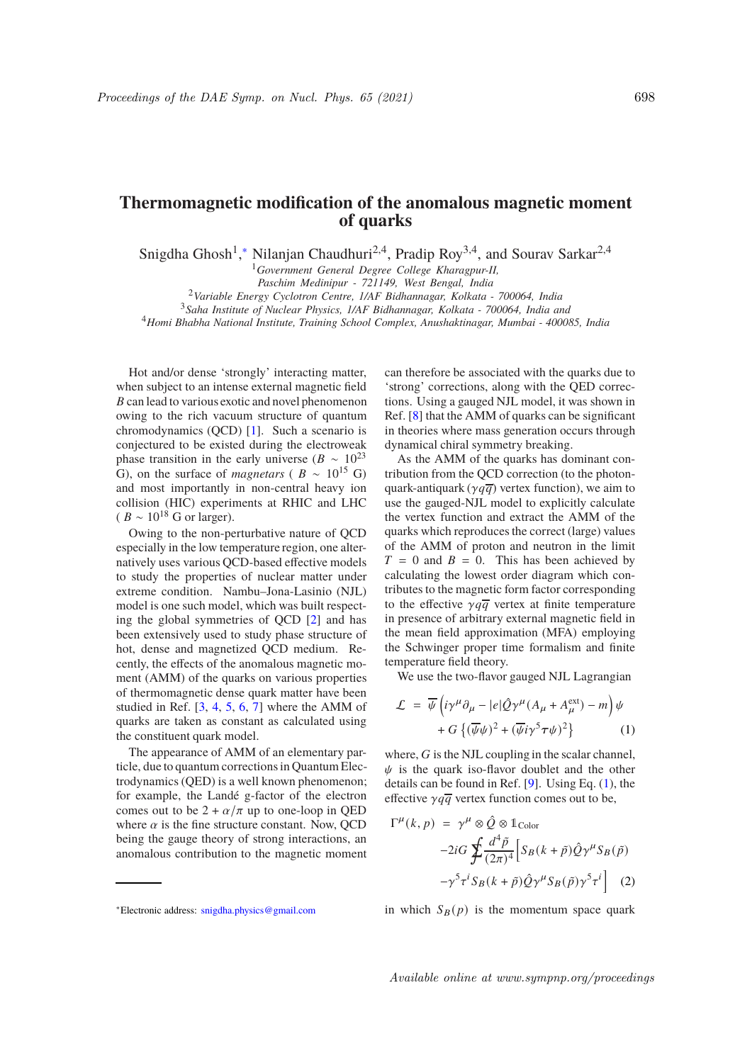# Thermomagnetic modification of the anomalous magnetic moment of quarks

Snigdha Ghosh[1,*], Nilanjan Chaudhuri[2,4], Pradip Roy[3,4], and Sourav Sarkar[2,4]

[1] *Government General Degree College Kharagpur-II, Paschim Medinipur - 721149, West Bengal, India*
[2] *Variable Energy Cyclotron Centre, 1/AF Bidhannagar, Kolkata - 700064, India*
[3] *Saha Institute of Nuclear Physics, 1/AF Bidhannagar, Kolkata - 700064, India and*
[4] *Homi Bhabha National Institute, Training School Complex, Anushaktinagar, Mumbai - 400085, India*

Hot and/or dense 'strongly' interacting matter, when subject to an intense external magnetic field $B$ can lead to various exotic and novel phenomenon owing to the rich vacuum structure of quantum chromodynamics (QCD) [1]. Such a scenario is conjectured to be existed during the electroweak phase transition in the early universe ($B \sim 10^{23}$ G), on the surface of *magnetars* ( $B \sim 10^{15}$ G) and most importantly in non-central heavy ion collision (HIC) experiments at RHIC and LHC ( $B \sim 10^{18}$ G or larger).

Owing to the non-perturbative nature of QCD especially in the low temperature region, one alternatively uses various QCD-based effective models to study the properties of nuclear matter under extreme condition. Nambu–Jona-Lasinio (NJL) model is one such model, which was built respecting the global symmetries of QCD [2] and has been extensively used to study phase structure of hot, dense and magnetized QCD medium. Recently, the effects of the anomalous magnetic moment (AMM) of the quarks on various properties of thermomagnetic dense quark matter have been studied in Ref. [3, 4, 5, 6, 7] where the AMM of quarks are taken as constant as calculated using the constituent quark model.

The appearance of AMM of an elementary particle, due to quantum corrections in Quantum Electrodynamics (QED) is a well known phenomenon; for example, the Landé g-factor of the electron comes out to be $2 + \alpha/\pi$ up to one-loop in QED where $\alpha$ is the fine structure constant. Now, QCD being the gauge theory of strong interactions, an anomalous contribution to the magnetic moment can therefore be associated with the quarks due to 'strong' corrections, along with the QED corrections. Using a gauged NJL model, it was shown in Ref. [8] that the AMM of quarks can be significant in theories where mass generation occurs through dynamical chiral symmetry breaking.

As the AMM of the quarks has dominant contribution from the QCD correction (to the photon-quark-antiquark ($\gamma q\overline{q}$) vertex function), we aim to use the gauged-NJL model to explicitly calculate the vertex function and extract the AMM of the quarks which reproduces the correct (large) values of the AMM of proton and neutron in the limit $T = 0$ and $B = 0$. This has been achieved by calculating the lowest order diagram which contributes to the magnetic form factor corresponding to the effective $\gamma q\overline{q}$ vertex at finite temperature in presence of arbitrary external magnetic field in the mean field approximation (MFA) employing the Schwinger proper time formalism and finite temperature field theory.

We use the two-flavor gauged NJL Lagrangian

$$\mathcal{L} = \overline{\psi}\left(i\gamma^\mu\partial_\mu - |e|\hat{Q}\gamma^\mu(A_\mu + A_\mu^{\text{ext}}) - m\right)\psi + G\left\{(\overline{\psi}\psi)^2 + (\overline{\psi}i\gamma^5\boldsymbol{\tau}\psi)^2\right\} \quad (1)$$

where, $G$ is the NJL coupling in the scalar channel, $\psi$ is the quark iso-flavor doublet and the other details can be found in Ref. [9]. Using Eq. (1), the effective $\gamma q\overline{q}$ vertex function comes out to be,

$$\begin{aligned}\Gamma^\mu(k,p) &= \gamma^\mu \otimes \hat{Q} \otimes \mathbb{1}_{\text{Color}} \\ &\quad -2iG \sum\!\!\!\!\!\!\int \frac{d^4\tilde{p}}{(2\pi)^4}\Big[S_B(k+\tilde{p})\hat{Q}\gamma^\mu S_B(\tilde{p}) \\ &\quad -\gamma^5\tau^i S_B(k+\tilde{p})\hat{Q}\gamma^\mu S_B(\tilde{p})\gamma^5\tau^i\Big] \quad (2)\end{aligned}$$

in which $S_B(p)$ is the momentum space quark

---

*Electronic address: snigdha.physics@gmail.com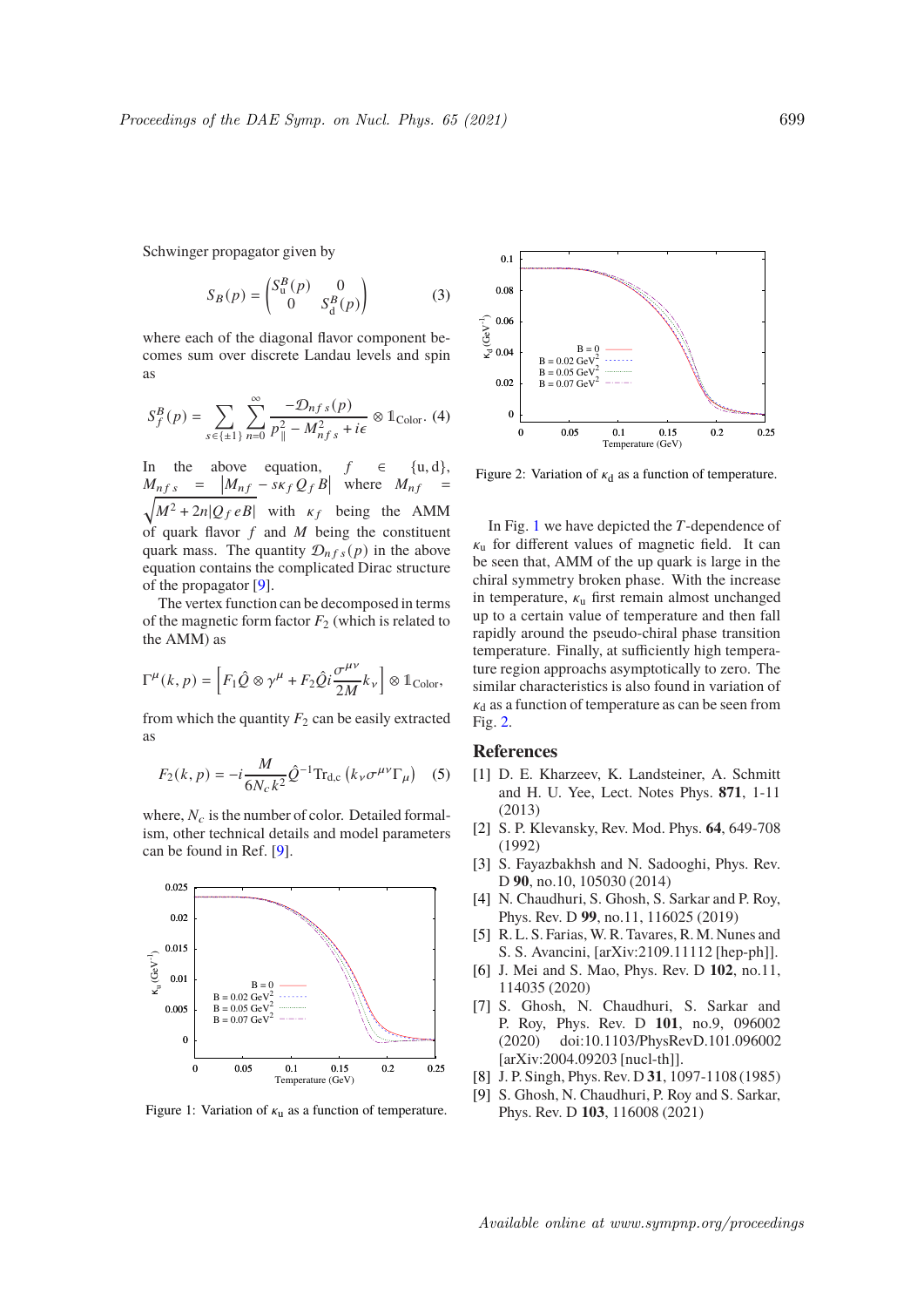Schwinger propagator given by

$$S_B(p) = \begin{pmatrix} S_u^B(p) & 0 \\ 0 & S_d^B(p) \end{pmatrix} \quad (3)$$

where each of the diagonal flavor component becomes sum over discrete Landau levels and spin as

$$S_f^B(p) = \sum_{s\in\{\pm1\}} \sum_{n=0}^{\infty} \frac{-\mathcal{D}_{nfs}(p)}{p_\parallel^2 - M_{nfs}^2 + i\epsilon} \otimes \mathbb{1}_{\text{Color}}. \quad (4)$$

In the above equation, $f \in \{\text{u}, \text{d}\}$, $M_{nfs} = \left|M_{nf} - s\kappa_f Q_f B\right|$ where $M_{nf} = \sqrt{M^2 + 2n|Q_f eB|}$ with $\kappa_f$ being the AMM of quark flavor $f$ and $M$ being the constituent quark mass. The quantity $\mathcal{D}_{nfs}(p)$ in the above equation contains the complicated Dirac structure of the propagator [9].

The vertex function can be decomposed in terms of the magnetic form factor $F_2$ (which is related to the AMM) as

$$\Gamma^\mu(k,p) = \left[F_1\hat{Q} \otimes \gamma^\mu + F_2\hat{Q}i\frac{\sigma^{\mu\nu}}{2M}k_\nu\right] \otimes \mathbb{1}_{\text{Color}},$$

from which the quantity $F_2$ can be easily extracted as

$$F_2(k,p) = -i\frac{M}{6N_c k^2}\hat{Q}^{-1}\text{Tr}_{\text{d,c}}\left(k_\nu\sigma^{\mu\nu}\Gamma_\mu\right) \quad (5)$$

where, $N_c$ is the number of color. Detailed formalism, other technical details and model parameters can be found in Ref. [9].

0.025
0.02
0.015
0.01
0.005
0
$\kappa_u$ (GeV$^{-1}$)
B = 0
B = 0.02 GeV$^2$
B = 0.05 GeV$^2$
B = 0.07 GeV$^2$
0 0.05 0.1 0.15 0.2 0.25
Temperature (GeV)

Figure 1: Variation of $\kappa_u$ as a function of temperature.

0.1
0.08
0.06
0.04
0.02
0
$\kappa_d$ (GeV$^{-1}$)
B = 0
B = 0.02 GeV$^2$
B = 0.05 GeV$^2$
B = 0.07 GeV$^2$
0 0.05 0.1 0.15 0.2 0.25
Temperature (GeV)

Figure 2: Variation of $\kappa_d$ as a function of temperature.

In Fig. 1 we have depicted the $T$-dependence of $\kappa_u$ for different values of magnetic field. It can be seen that, AMM of the up quark is large in the chiral symmetry broken phase. With the increase in temperature, $\kappa_u$ first remain almost unchanged up to a certain value of temperature and then fall rapidly around the pseudo-chiral phase transition temperature. Finally, at sufficiently high temperature region approachs asymptotically to zero. The similar characteristics is also found in variation of $\kappa_d$ as a function of temperature as can be seen from Fig. 2.

## References

[1] D. E. Kharzeev, K. Landsteiner, A. Schmitt and H. U. Yee, Lect. Notes Phys. **871**, 1-11 (2013)

[2] S. P. Klevansky, Rev. Mod. Phys. **64**, 649-708 (1992)

[3] S. Fayazbakhsh and N. Sadooghi, Phys. Rev. D **90**, no.10, 105030 (2014)

[4] N. Chaudhuri, S. Ghosh, S. Sarkar and P. Roy, Phys. Rev. D **99**, no.11, 116025 (2019)

[5] R. L. S. Farias, W. R. Tavares, R. M. Nunes and S. S. Avancini, [arXiv:2109.11112 [hep-ph]].

[6] J. Mei and S. Mao, Phys. Rev. D **102**, no.11, 114035 (2020)

[7] S. Ghosh, N. Chaudhuri, S. Sarkar and P. Roy, Phys. Rev. D **101**, no.9, 096002 (2020) doi:10.1103/PhysRevD.101.096002 [arXiv:2004.09203 [nucl-th]].

[8] J. P. Singh, Phys. Rev. D **31**, 1097-1108 (1985)

[9] S. Ghosh, N. Chaudhuri, P. Roy and S. Sarkar, Phys. Rev. D **103**, 116008 (2021)